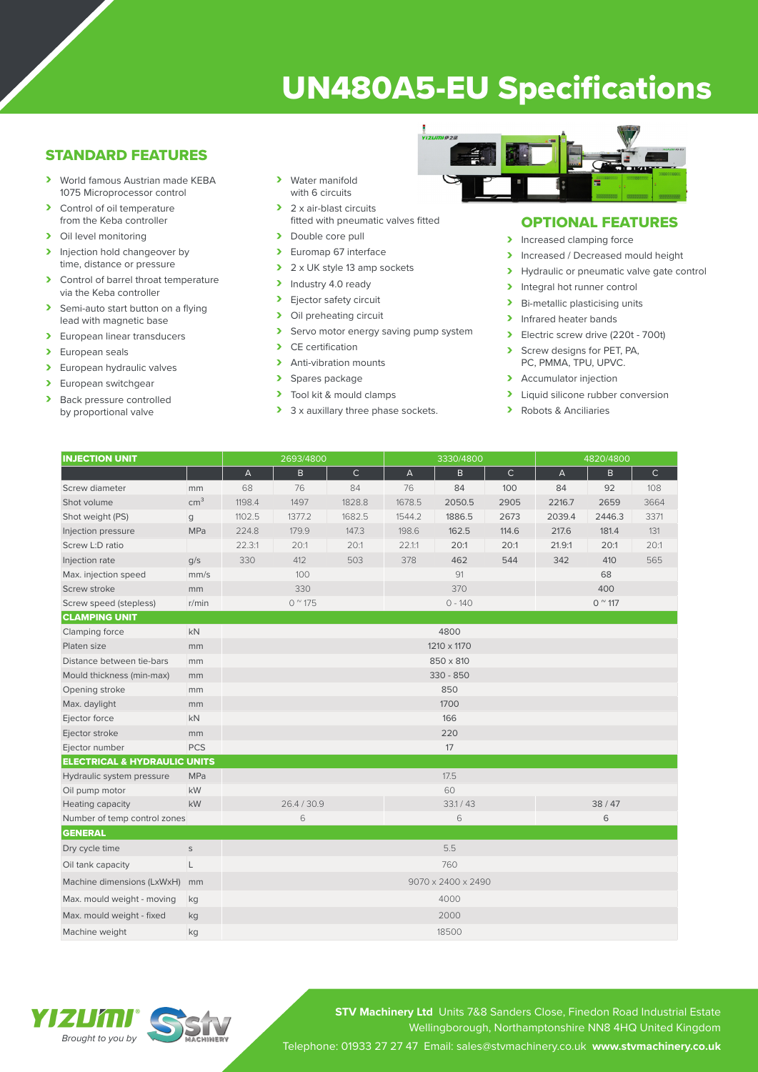// UN480A5-EU Specifications

## STANDARD FEATURES

- World famous Austrian made KEBA 1075 Microprocessor control
- Control of oil temperature from the Keba controller
- Oil level monitoring
- Injection hold changeover by time, distance or pressure
- Control of barrel throat temperature via the Keba controller
- Semi-auto start button on a flying lead with magnetic base
- European linear transducers
- European seals
- European hydraulic valves
- European switchgear
- Back pressure controlled by proportional valve
- Water manifold with 6 circuits
- 2 x air-blast circuits fitted with pneumatic valves fitted
- Double core pull
- Euromap 67 interface
- 2 x UK style 13 amp sockets
- Industry 4.0 ready
- Ejector safety circuit
- Oil preheating circuit
- Servo motor energy saving pump system
- CE certification
- Anti-vibration mounts
- Spares package
- Tool kit & mould clamps
- 3 x auxillary three phase sockets.

## OPTIONAL FEATURES

- Increased clamping force
- Increased / Decreased mould height
- Hydraulic or pneumatic valve gate control
- Integral hot runner control
- Bi-metallic plasticising units
- Infrared heater bands
- Electric screw drive (220t - 700t)
- Screw designs for PET, PA, PC, PMMA, TPU, UPVC.
- Accumulator injection
- Liquid silicone rubber conversion
- Robots & Anciliaries

| INJECTION UNIT | | 2693/4800 | | | 3330/4800 | | | 4820/4800 | | |
|---|---|---|---|---|---|---|---|---|---|---|
| | | A | B | C | A | B | C | A | B | C |
| Screw diameter | mm | 68 | 76 | 84 | 76 | 84 | 100 | 84 | 92 | 108 |
| Shot volume | $cm^3$ | 1198.4 | 1497 | 1828.8 | 1678.5 | 2050.5 | 2905 | 2216.7 | 2659 | 3664 |
| Shot weight (PS) | g | 1102.5 | 1377.2 | 1682.5 | 1544.2 | 1886.5 | 2673 | 2039.4 | 2446.3 | 3371 |
| Injection pressure | MPa | 224.8 | 179.9 | 147.3 | 198.6 | 162.5 | 114.6 | 217.6 | 181.4 | 131 |
| Screw L:D ratio | | 22.3:1 | 20:1 | 20:1 | 22.1:1 | 20:1 | 20:1 | 21.9:1 | 20:1 | 20:1 |
| Injection rate | g/s | 330 | 412 | 503 | 378 | 462 | 544 | 342 | 410 | 565 |
| Max. injection speed | mm/s | 100 | | | 91 | | | 68 | | |
| Screw stroke | mm | 330 | | | 370 | | | 400 | | |
| Screw speed (stepless) | r/min | 0 ~ 175 | | | 0 - 140 | | | 0 ~ 117 | | |
| **CLAMPING UNIT** | | | | | | | | | | |
| Clamping force | kN | 4800 | | | | | | | | |
| Platen size | mm | 1210 x 1170 | | | | | | | | |
| Distance between tie-bars | mm | 850 x 810 | | | | | | | | |
| Mould thickness (min-max) | mm | 330 - 850 | | | | | | | | |
| Opening stroke | mm | 850 | | | | | | | | |
| Max. daylight | mm | 1700 | | | | | | | | |
| Ejector force | kN | 166 | | | | | | | | |
| Ejector stroke | mm | 220 | | | | | | | | |
| Ejector number | PCS | 17 | | | | | | | | |
| **ELECTRICAL & HYDRAULIC UNITS** | | | | | | | | | | |
| Hydraulic system pressure | MPa | 17.5 | | | | | | | | |
| Oil pump motor | kW | 60 | | | | | | | | |
| Heating capacity | kW | 26.4 / 30.9 | | | 33.1 / 43 | | | 38 / 47 | | |
| Number of temp control zones | | 6 | | | 6 | | | 6 | | |
| **GENERAL** | | | | | | | | | | |
| Dry cycle time | s | 5.5 | | | | | | | | |
| Oil tank capacity | L | 760 | | | | | | | | |
| Machine dimensions (LxWxH) | mm | 9070 x 2400 x 2490 | | | | | | | | |
| Max. mould weight - moving | kg | 4000 | | | | | | | | |
| Max. mould weight - fixed | kg | 2000 | | | | | | | | |
| Machine weight | kg | 18500 | | | | | | | | |

YIZUMI Brought to you by STV MACHINERY

**STV Machinery Ltd** Units 7&8 Sanders Close, Finedon Road Industrial Estate Wellingborough, Northamptonshire NN8 4HQ United Kingdom

Telephone: 01933 27 27 47 Email: sales@stvmachinery.co.uk **www.stvmachinery.co.uk**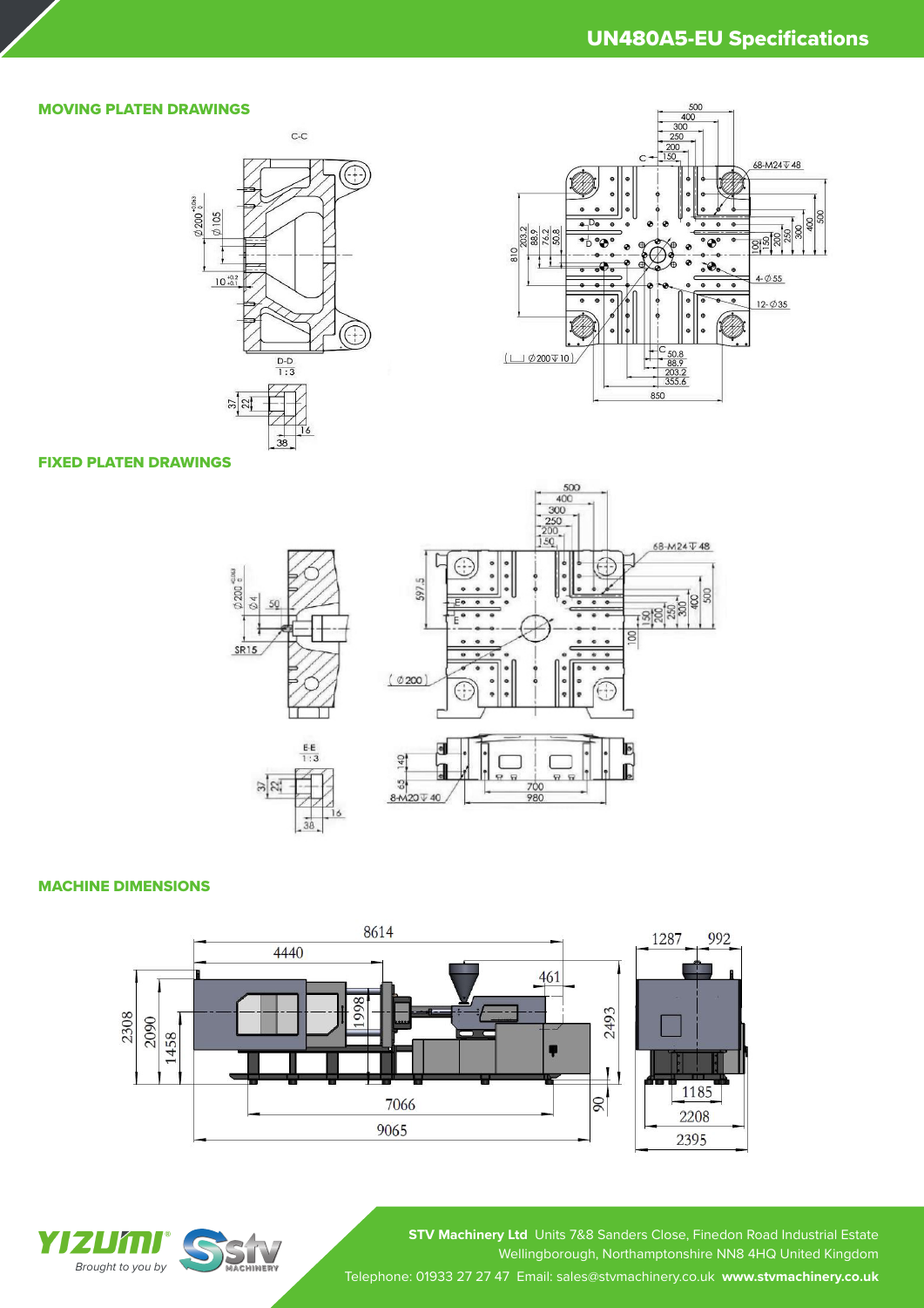## UN480A5-EU Specifications

### MOVING PLATEN DRAWINGS

C-C

D-D
1 : 3

68-M24 ▽ 48

4-Ø55

12-Ø35

Ø200 ▽ 10

850

810

### FIXED PLATEN DRAWINGS

68-M24 ▽ 48

E-E
1 : 3

Ø200

SR15

8-M20 ▽ 40

700

980

### MACHINE DIMENSIONS

8614

4440

461

2308

2090

1458

1998

2493

7066

9065

90

1287

992

1185

2208

2395

YIZUMI® Brought to you by STV MACHINERY

**STV Machinery Ltd** Units 7&8 Sanders Close, Finedon Road Industrial Estate Wellingborough, Northamptonshire NN8 4HQ United Kingdom

Telephone: 01933 27 27 47 Email: sales@stvmachinery.co.uk **www.stvmachinery.co.uk**